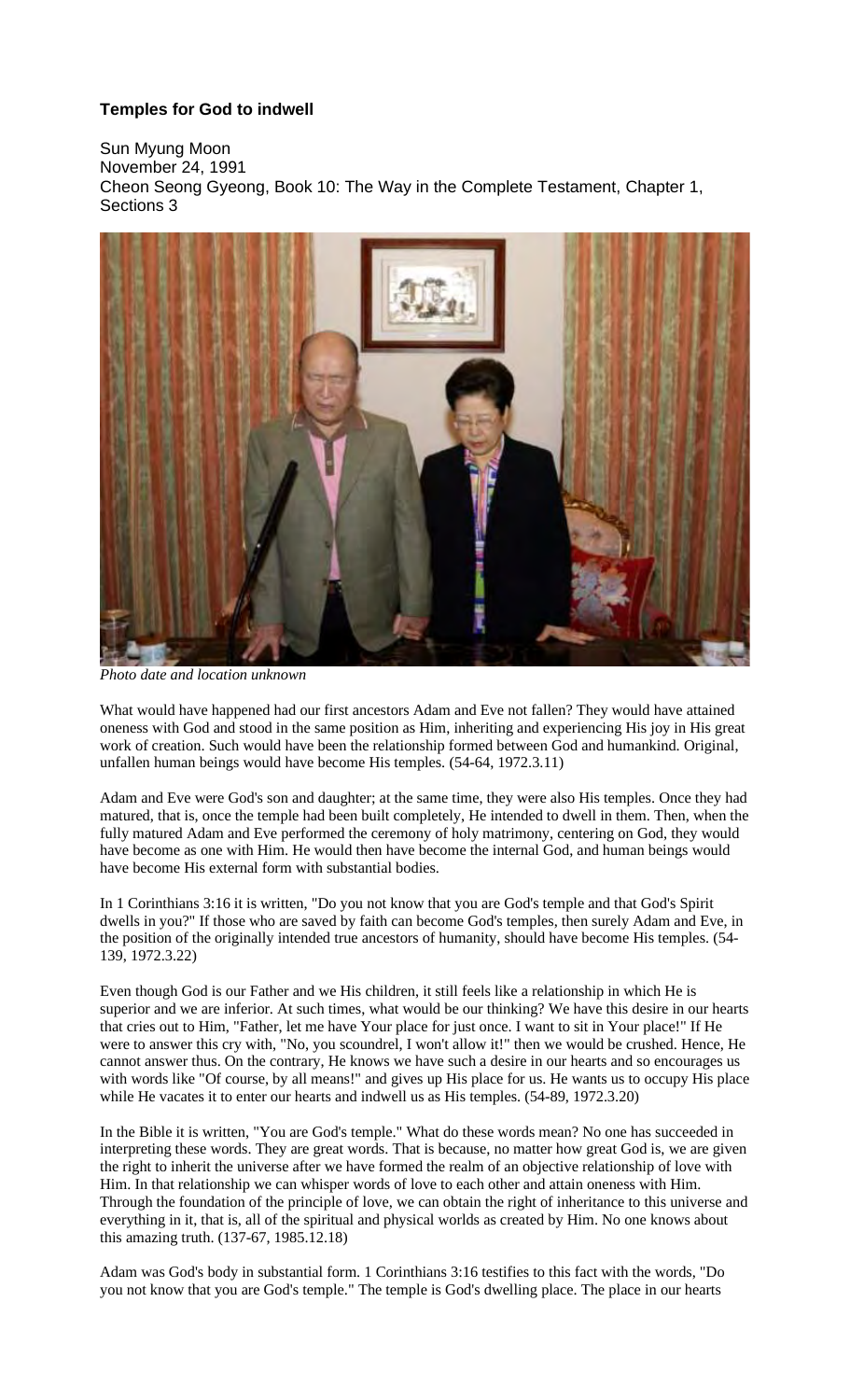**Temples for God to indwell**

Sun Myung Moon
November 24, 1991
Cheon Seong Gyeong, Book 10: The Way in the Complete Testament, Chapter 1, Sections 3

*Photo date and location unknown*

What would have happened had our first ancestors Adam and Eve not fallen? They would have attained oneness with God and stood in the same position as Him, inheriting and experiencing His joy in His great work of creation. Such would have been the relationship formed between God and humankind. Original, unfallen human beings would have become His temples. (54-64, 1972.3.11)

Adam and Eve were God's son and daughter; at the same time, they were also His temples. Once they had matured, that is, once the temple had been built completely, He intended to dwell in them. Then, when the fully matured Adam and Eve performed the ceremony of holy matrimony, centering on God, they would have become as one with Him. He would then have become the internal God, and human beings would have become His external form with substantial bodies.

In 1 Corinthians 3:16 it is written, "Do you not know that you are God's temple and that God's Spirit dwells in you?" If those who are saved by faith can become God's temples, then surely Adam and Eve, in the position of the originally intended true ancestors of humanity, should have become His temples. (54-139, 1972.3.22)

Even though God is our Father and we His children, it still feels like a relationship in which He is superior and we are inferior. At such times, what would be our thinking? We have this desire in our hearts that cries out to Him, "Father, let me have Your place for just once. I want to sit in Your place!" If He were to answer this cry with, "No, you scoundrel, I won't allow it!" then we would be crushed. Hence, He cannot answer thus. On the contrary, He knows we have such a desire in our hearts and so encourages us with words like "Of course, by all means!" and gives up His place for us. He wants us to occupy His place while He vacates it to enter our hearts and indwell us as His temples. (54-89, 1972.3.20)

In the Bible it is written, "You are God's temple." What do these words mean? No one has succeeded in interpreting these words. They are great words. That is because, no matter how great God is, we are given the right to inherit the universe after we have formed the realm of an objective relationship of love with Him. In that relationship we can whisper words of love to each other and attain oneness with Him. Through the foundation of the principle of love, we can obtain the right of inheritance to this universe and everything in it, that is, all of the spiritual and physical worlds as created by Him. No one knows about this amazing truth. (137-67, 1985.12.18)

Adam was God's body in substantial form. 1 Corinthians 3:16 testifies to this fact with the words, "Do you not know that you are God's temple." The temple is God's dwelling place. The place in our hearts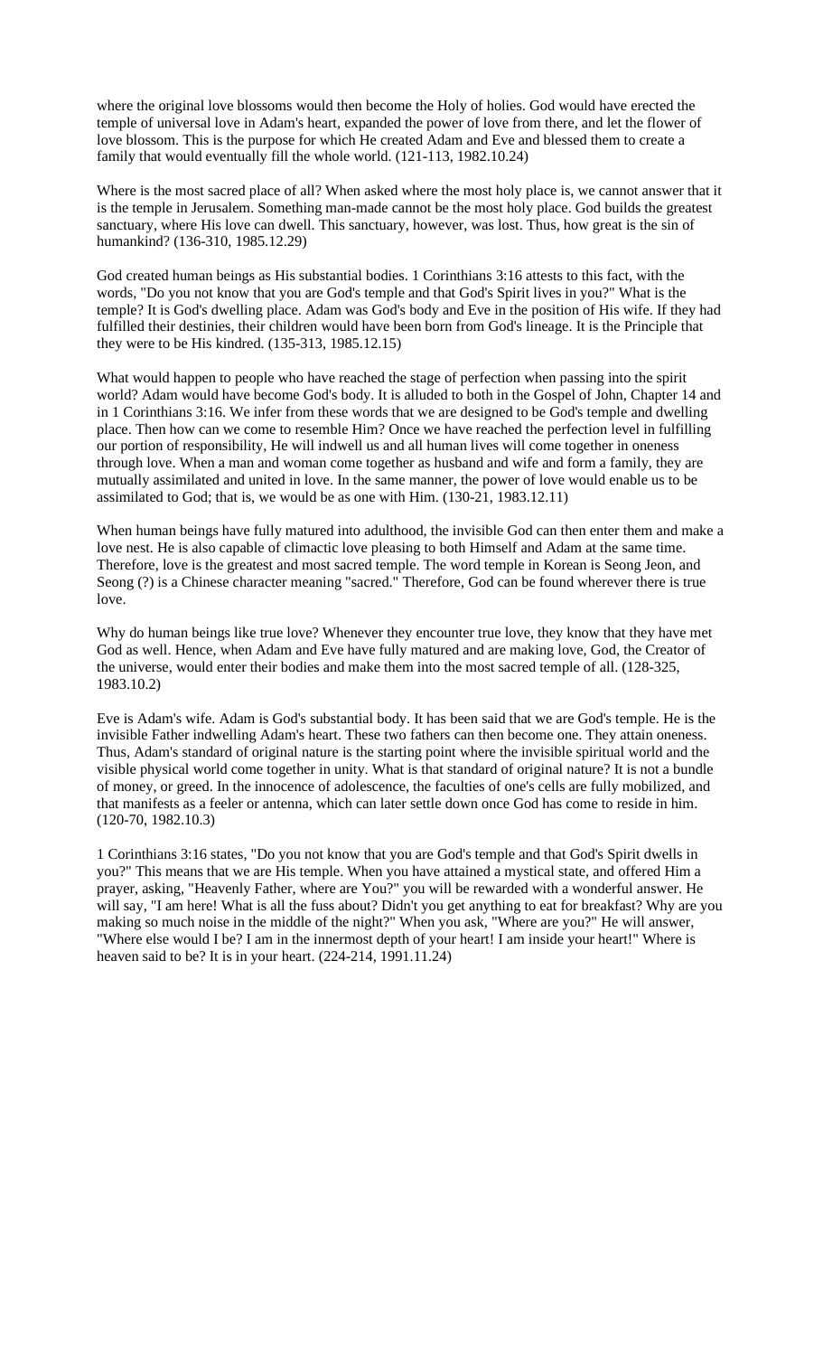where the original love blossoms would then become the Holy of holies. God would have erected the temple of universal love in Adam's heart, expanded the power of love from there, and let the flower of love blossom. This is the purpose for which He created Adam and Eve and blessed them to create a family that would eventually fill the whole world. (121-113, 1982.10.24)

Where is the most sacred place of all? When asked where the most holy place is, we cannot answer that it is the temple in Jerusalem. Something man-made cannot be the most holy place. God builds the greatest sanctuary, where His love can dwell. This sanctuary, however, was lost. Thus, how great is the sin of humankind? (136-310, 1985.12.29)

God created human beings as His substantial bodies. 1 Corinthians 3:16 attests to this fact, with the words, "Do you not know that you are God's temple and that God's Spirit lives in you?" What is the temple? It is God's dwelling place. Adam was God's body and Eve in the position of His wife. If they had fulfilled their destinies, their children would have been born from God's lineage. It is the Principle that they were to be His kindred. (135-313, 1985.12.15)

What would happen to people who have reached the stage of perfection when passing into the spirit world? Adam would have become God's body. It is alluded to both in the Gospel of John, Chapter 14 and in 1 Corinthians 3:16. We infer from these words that we are designed to be God's temple and dwelling place. Then how can we come to resemble Him? Once we have reached the perfection level in fulfilling our portion of responsibility, He will indwell us and all human lives will come together in oneness through love. When a man and woman come together as husband and wife and form a family, they are mutually assimilated and united in love. In the same manner, the power of love would enable us to be assimilated to God; that is, we would be as one with Him. (130-21, 1983.12.11)

When human beings have fully matured into adulthood, the invisible God can then enter them and make a love nest. He is also capable of climactic love pleasing to both Himself and Adam at the same time. Therefore, love is the greatest and most sacred temple. The word temple in Korean is Seong Jeon, and Seong (?) is a Chinese character meaning "sacred." Therefore, God can be found wherever there is true love.

Why do human beings like true love? Whenever they encounter true love, they know that they have met God as well. Hence, when Adam and Eve have fully matured and are making love, God, the Creator of the universe, would enter their bodies and make them into the most sacred temple of all. (128-325, 1983.10.2)

Eve is Adam's wife. Adam is God's substantial body. It has been said that we are God's temple. He is the invisible Father indwelling Adam's heart. These two fathers can then become one. They attain oneness. Thus, Adam's standard of original nature is the starting point where the invisible spiritual world and the visible physical world come together in unity. What is that standard of original nature? It is not a bundle of money, or greed. In the innocence of adolescence, the faculties of one's cells are fully mobilized, and that manifests as a feeler or antenna, which can later settle down once God has come to reside in him. (120-70, 1982.10.3)

1 Corinthians 3:16 states, "Do you not know that you are God's temple and that God's Spirit dwells in you?" This means that we are His temple. When you have attained a mystical state, and offered Him a prayer, asking, "Heavenly Father, where are You?" you will be rewarded with a wonderful answer. He will say, "I am here! What is all the fuss about? Didn't you get anything to eat for breakfast? Why are you making so much noise in the middle of the night?" When you ask, "Where are you?" He will answer, "Where else would I be? I am in the innermost depth of your heart! I am inside your heart!" Where is heaven said to be? It is in your heart. (224-214, 1991.11.24)